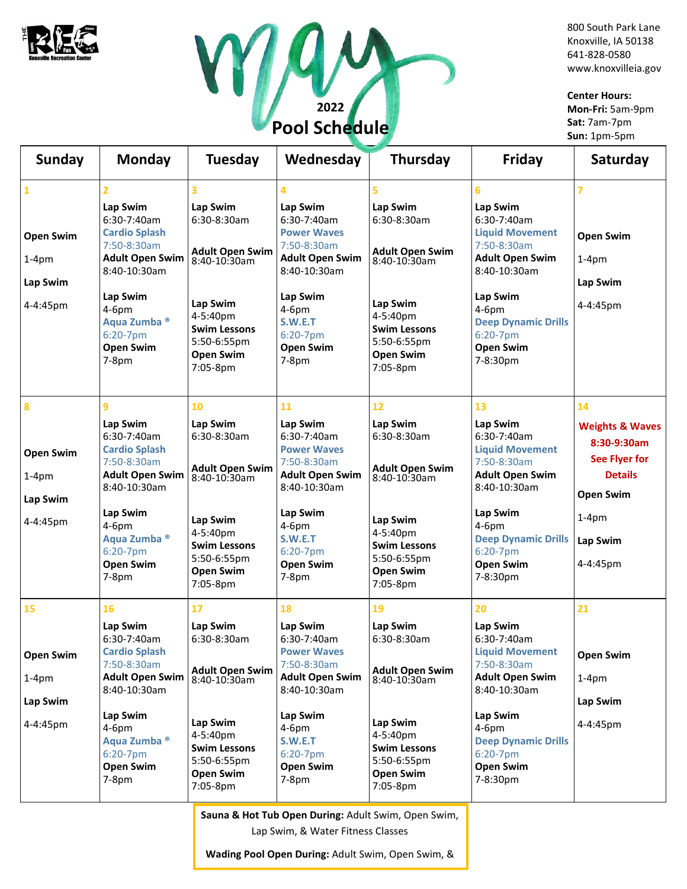THE REC Knoxville Recreation Center

# May 2022 Pool Schedule

800 South Park Lane
Knoxville, IA 50138
641-828-0580
www.knoxvilleia.gov

**Center Hours:**
**Mon-Fri:** 5am-9pm
**Sat:** 7am-7pm
**Sun:** 1pm-5pm

| Sunday | Monday | Tuesday | Wednesday | Thursday | Friday | Saturday |
|---|---|---|---|---|---|---|
| 1<br>**Open Swim**<br>1-4pm<br>**Lap Swim**<br>4-4:45pm | 2<br>**Lap Swim**<br>6:30-7:40am<br>**Cardio Splash**<br>7:50-8:30am<br>**Adult Open Swim**<br>8:40-10:30am<br>**Lap Swim**<br>4-6pm<br>**Aqua Zumba ®**<br>6:20-7pm<br>**Open Swim**<br>7-8pm | 3<br>**Lap Swim**<br>6:30-8:30am<br>**Adult Open Swim**<br>8:40-10:30am<br>**Lap Swim**<br>4-5:40pm<br>**Swim Lessons**<br>5:50-6:55pm<br>**Open Swim**<br>7:05-8pm | 4<br>**Lap Swim**<br>6:30-7:40am<br>**Power Waves**<br>7:50-8:30am<br>**Adult Open Swim**<br>8:40-10:30am<br>**Lap Swim**<br>4-6pm<br>**S.W.E.T**<br>6:20-7pm<br>**Open Swim**<br>7-8pm | 5<br>**Lap Swim**<br>6:30-8:30am<br>**Adult Open Swim**<br>8:40-10:30am<br>**Lap Swim**<br>4-5:40pm<br>**Swim Lessons**<br>5:50-6:55pm<br>**Open Swim**<br>7:05-8pm | 6<br>**Lap Swim**<br>6:30-7:40am<br>**Liquid Movement**<br>7:50-8:30am<br>**Adult Open Swim**<br>8:40-10:30am<br>**Lap Swim**<br>4-6pm<br>**Deep Dynamic Drills**<br>6:20-7pm<br>**Open Swim**<br>7-8:30pm | 7<br>**Open Swim**<br>1-4pm<br>**Lap Swim**<br>4-4:45pm |
| 8<br>**Open Swim**<br>1-4pm<br>**Lap Swim**<br>4-4:45pm | 9<br>**Lap Swim**<br>6:30-7:40am<br>**Cardio Splash**<br>7:50-8:30am<br>**Adult Open Swim**<br>8:40-10:30am<br>**Lap Swim**<br>4-6pm<br>**Aqua Zumba ®**<br>6:20-7pm<br>**Open Swim**<br>7-8pm | 10<br>**Lap Swim**<br>6:30-8:30am<br>**Adult Open Swim**<br>8:40-10:30am<br>**Lap Swim**<br>4-5:40pm<br>**Swim Lessons**<br>5:50-6:55pm<br>**Open Swim**<br>7:05-8pm | 11<br>**Lap Swim**<br>6:30-7:40am<br>**Power Waves**<br>7:50-8:30am<br>**Adult Open Swim**<br>8:40-10:30am<br>**Lap Swim**<br>4-6pm<br>**S.W.E.T**<br>6:20-7pm<br>**Open Swim**<br>7-8pm | 12<br>**Lap Swim**<br>6:30-8:30am<br>**Adult Open Swim**<br>8:40-10:30am<br>**Lap Swim**<br>4-5:40pm<br>**Swim Lessons**<br>5:50-6:55pm<br>**Open Swim**<br>7:05-8pm | 13<br>**Lap Swim**<br>6:30-7:40am<br>**Liquid Movement**<br>7:50-8:30am<br>**Adult Open Swim**<br>8:40-10:30am<br>**Lap Swim**<br>4-6pm<br>**Deep Dynamic Drills**<br>6:20-7pm<br>**Open Swim**<br>7-8:30pm | 14<br>**Weights & Waves**<br>**8:30-9:30am**<br>**See Flyer for Details**<br>**Open Swim**<br>1-4pm<br>**Lap Swim**<br>4-4:45pm |
| 15<br>**Open Swim**<br>1-4pm<br>**Lap Swim**<br>4-4:45pm | 16<br>**Lap Swim**<br>6:30-7:40am<br>**Cardio Splash**<br>7:50-8:30am<br>**Adult Open Swim**<br>8:40-10:30am<br>**Lap Swim**<br>4-6pm<br>**Aqua Zumba ®**<br>6:20-7pm<br>**Open Swim**<br>7-8pm | 17<br>**Lap Swim**<br>6:30-8:30am<br>**Adult Open Swim**<br>8:40-10:30am<br>**Lap Swim**<br>4-5:40pm<br>**Swim Lessons**<br>5:50-6:55pm<br>**Open Swim**<br>7:05-8pm | 18<br>**Lap Swim**<br>6:30-7:40am<br>**Power Waves**<br>7:50-8:30am<br>**Adult Open Swim**<br>8:40-10:30am<br>**Lap Swim**<br>4-6pm<br>**S.W.E.T**<br>6:20-7pm<br>**Open Swim**<br>7-8pm | 19<br>**Lap Swim**<br>6:30-8:30am<br>**Adult Open Swim**<br>8:40-10:30am<br>**Lap Swim**<br>4-5:40pm<br>**Swim Lessons**<br>5:50-6:55pm<br>**Open Swim**<br>7:05-8pm | 20<br>**Lap Swim**<br>6:30-7:40am<br>**Liquid Movement**<br>7:50-8:30am<br>**Adult Open Swim**<br>8:40-10:30am<br>**Lap Swim**<br>4-6pm<br>**Deep Dynamic Drills**<br>6:20-7pm<br>**Open Swim**<br>7-8:30pm | 21<br>**Open Swim**<br>1-4pm<br>**Lap Swim**<br>4-4:45pm |

**Sauna & Hot Tub Open During:** Adult Swim, Open Swim, Lap Swim, & Water Fitness Classes

**Wading Pool Open During:** Adult Swim, Open Swim, &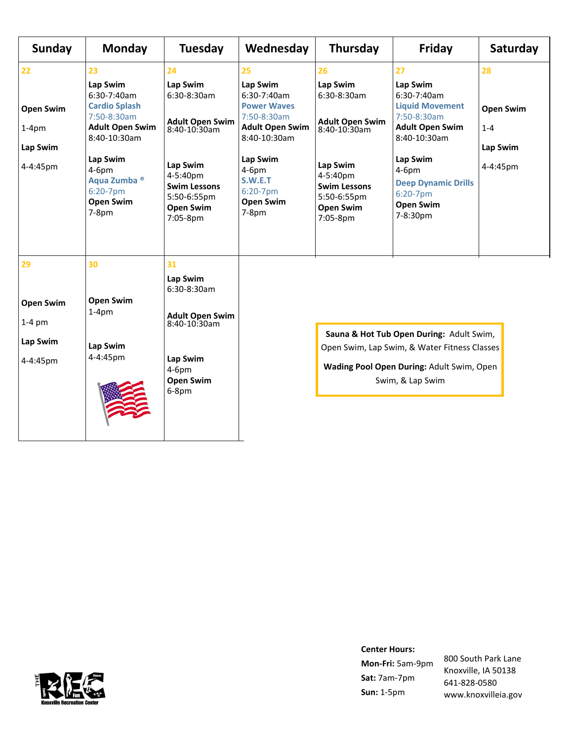| Sunday | Monday | Tuesday | Wednesday | Thursday | Friday | Saturday |
|---|---|---|---|---|---|---|
| 22<br><br>**Open Swim**<br>1-4pm<br>**Lap Swim**<br>4-4:45pm | 23<br>**Lap Swim**<br>6:30-7:40am<br>**Cardio Splash**<br>7:50-8:30am<br>**Adult Open Swim**<br>8:40-10:30am<br>**Lap Swim**<br>4-6pm<br>**Aqua Zumba ®**<br>6:20-7pm<br>**Open Swim**<br>7-8pm | 24<br>**Lap Swim**<br>6:30-8:30am<br>**Adult Open Swim**<br>8:40-10:30am<br>**Lap Swim**<br>4-5:40pm<br>**Swim Lessons**<br>5:50-6:55pm<br>**Open Swim**<br>7:05-8pm | 25<br>**Lap Swim**<br>6:30-7:40am<br>**Power Waves**<br>7:50-8:30am<br>**Adult Open Swim**<br>8:40-10:30am<br>**Lap Swim**<br>4-6pm<br>**S.W.E.T**<br>6:20-7pm<br>**Open Swim**<br>7-8pm | 26<br>**Lap Swim**<br>6:30-8:30am<br>**Adult Open Swim**<br>8:40-10:30am<br>**Lap Swim**<br>4-5:40pm<br>**Swim Lessons**<br>5:50-6:55pm<br>**Open Swim**<br>7:05-8pm | 27<br>**Lap Swim**<br>6:30-7:40am<br>**Liquid Movement**<br>7:50-8:30am<br>**Adult Open Swim**<br>8:40-10:30am<br>**Lap Swim**<br>4-6pm<br>**Deep Dynamic Drills**<br>6:20-7pm<br>**Open Swim**<br>7-8:30pm | 28<br><br>**Open Swim**<br>1-4<br>**Lap Swim**<br>4-4:45pm |
| 29<br><br>**Open Swim**<br>1-4 pm<br>**Lap Swim**<br>4-4:45pm | 30<br><br>**Open Swim**<br>1-4pm<br>**Lap Swim**<br>4-4:45pm | 31<br>**Lap Swim**<br>6:30-8:30am<br>**Adult Open Swim**<br>8:40-10:30am<br>**Lap Swim**<br>4-6pm<br>**Open Swim**<br>6-8pm | | | | |

**Sauna & Hot Tub Open During:** Adult Swim, Open Swim, Lap Swim, & Water Fitness Classes

**Wading Pool Open During:** Adult Swim, Open Swim, & Lap Swim

THE REC
Knoxville Recreation Center

**Center Hours:**
**Mon-Fri:** 5am-9pm
**Sat:** 7am-7pm
**Sun:** 1-5pm

800 South Park Lane
Knoxville, IA 50138
641-828-0580
www.knoxvilleia.gov